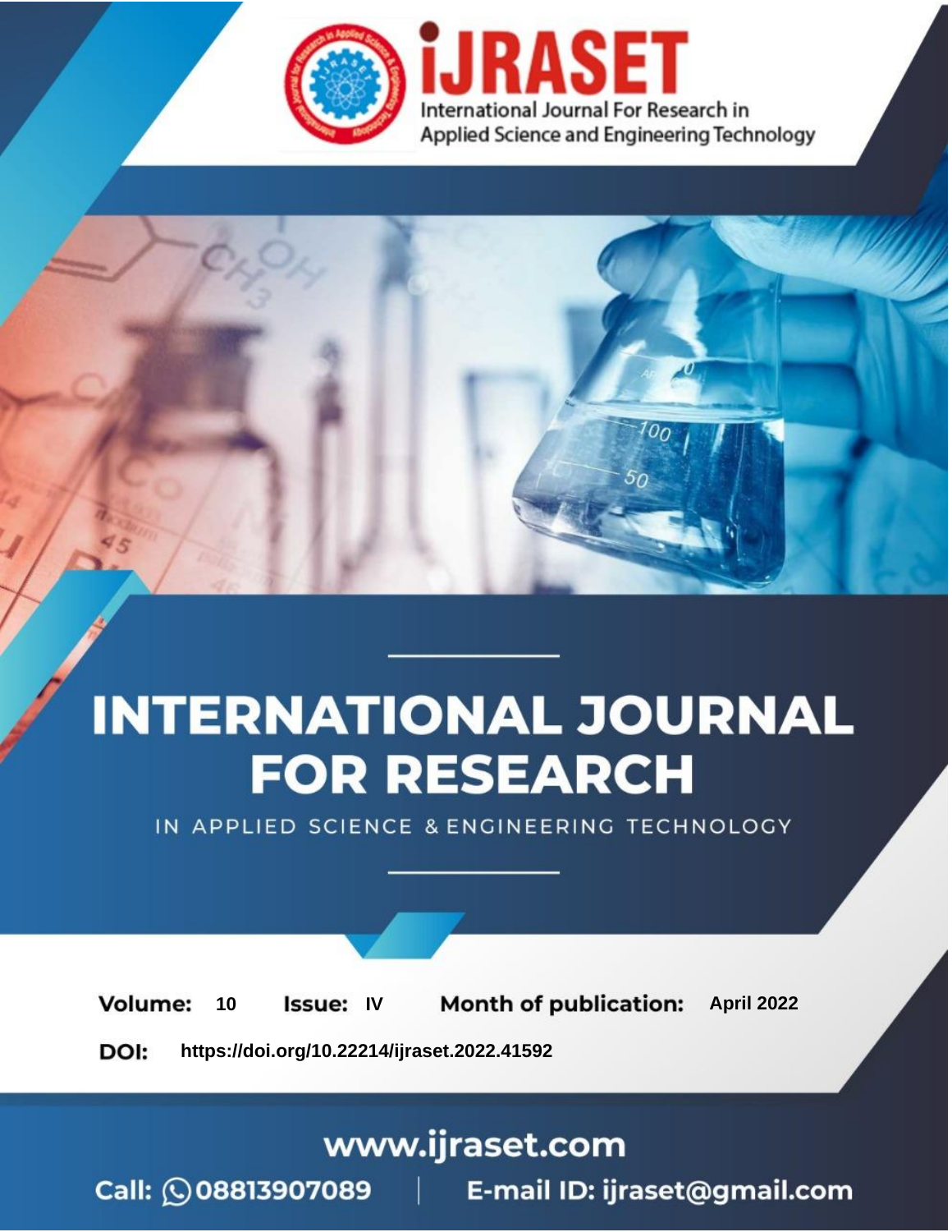# INTERNATIONAL JOURNAL FOR RESEARCH

IN APPLIED SCIENCE & ENGINEERING TECHNOLOGY

**Volume:** 10 **Issue:** IV **Month of publication:** April 2022

**DOI:** https://doi.org/10.22214/ijraset.2022.41592

www.ijraset.com

Call: 08813907089 | E-mail ID: ijraset@gmail.com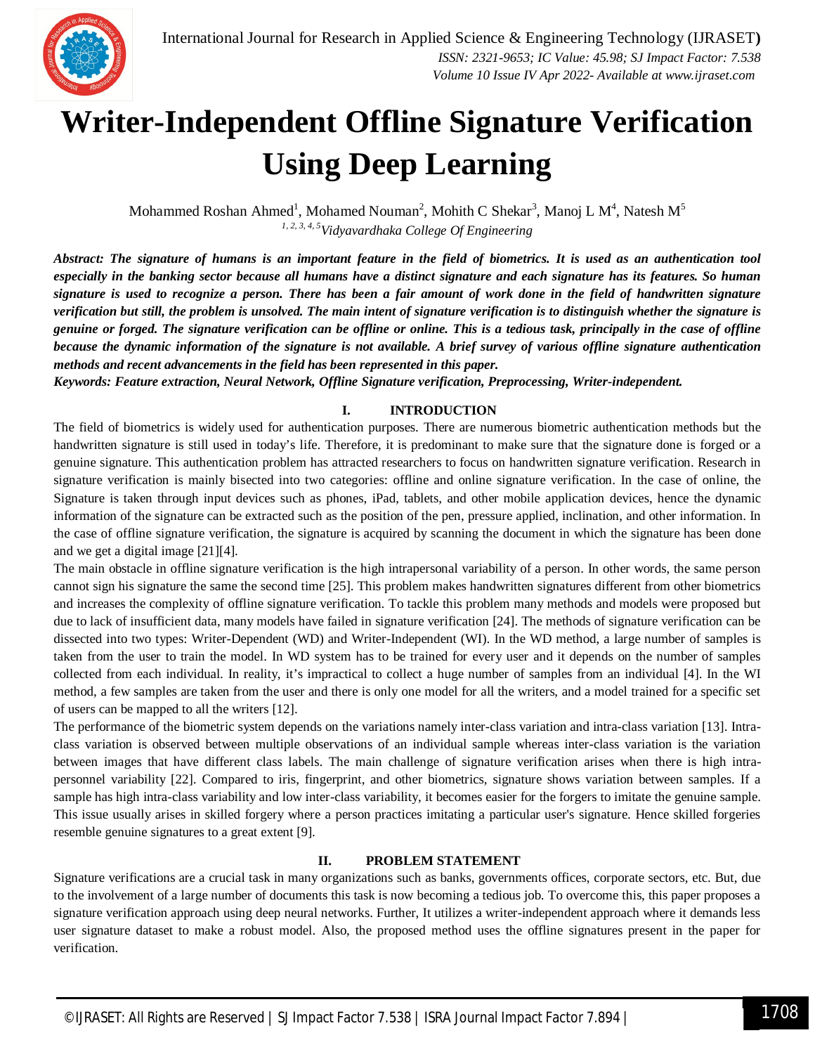# Writer-Independent Offline Signature Verification Using Deep Learning

Mohammed Roshan Ahmed[1], Mohamed Nouman[2], Mohith C Shekar[3], Manoj L M[4], Natesh M[5]

[1, 2, 3, 4, 5]*Vidyavardhaka College Of Engineering*

***Abstract:** The signature of humans is an important feature in the field of biometrics. It is used as an authentication tool especially in the banking sector because all humans have a distinct signature and each signature has its features. So human signature is used to recognize a person. There has been a fair amount of work done in the field of handwritten signature verification but still, the problem is unsolved. The main intent of signature verification is to distinguish whether the signature is genuine or forged. The signature verification can be offline or online. This is a tedious task, principally in the case of offline because the dynamic information of the signature is not available. A brief survey of various offline signature authentication methods and recent advancements in the field has been represented in this paper.*

***Keywords:** Feature extraction, Neural Network, Offline Signature verification, Preprocessing, Writer-independent.*

## I. INTRODUCTION

The field of biometrics is widely used for authentication purposes. There are numerous biometric authentication methods but the handwritten signature is still used in today's life. Therefore, it is predominant to make sure that the signature done is forged or a genuine signature. This authentication problem has attracted researchers to focus on handwritten signature verification. Research in signature verification is mainly bisected into two categories: offline and online signature verification. In the case of online, the Signature is taken through input devices such as phones, iPad, tablets, and other mobile application devices, hence the dynamic information of the signature can be extracted such as the position of the pen, pressure applied, inclination, and other information. In the case of offline signature verification, the signature is acquired by scanning the document in which the signature has been done and we get a digital image [21][4].

The main obstacle in offline signature verification is the high intrapersonal variability of a person. In other words, the same person cannot sign his signature the same the second time [25]. This problem makes handwritten signatures different from other biometrics and increases the complexity of offline signature verification. To tackle this problem many methods and models were proposed but due to lack of insufficient data, many models have failed in signature verification [24]. The methods of signature verification can be dissected into two types: Writer-Dependent (WD) and Writer-Independent (WI). In the WD method, a large number of samples is taken from the user to train the model. In WD system has to be trained for every user and it depends on the number of samples collected from each individual. In reality, it's impractical to collect a huge number of samples from an individual [4]. In the WI method, a few samples are taken from the user and there is only one model for all the writers, and a model trained for a specific set of users can be mapped to all the writers [12].

The performance of the biometric system depends on the variations namely inter-class variation and intra-class variation [13]. Intra-class variation is observed between multiple observations of an individual sample whereas inter-class variation is the variation between images that have different class labels. The main challenge of signature verification arises when there is high intra-personnel variability [22]. Compared to iris, fingerprint, and other biometrics, signature shows variation between samples. If a sample has high intra-class variability and low inter-class variability, it becomes easier for the forgers to imitate the genuine sample. This issue usually arises in skilled forgery where a person practices imitating a particular user's signature. Hence skilled forgeries resemble genuine signatures to a great extent [9].

## II. PROBLEM STATEMENT

Signature verifications are a crucial task in many organizations such as banks, governments offices, corporate sectors, etc. But, due to the involvement of a large number of documents this task is now becoming a tedious job. To overcome this, this paper proposes a signature verification approach using deep neural networks. Further, It utilizes a writer-independent approach where it demands less user signature dataset to make a robust model. Also, the proposed method uses the offline signatures present in the paper for verification.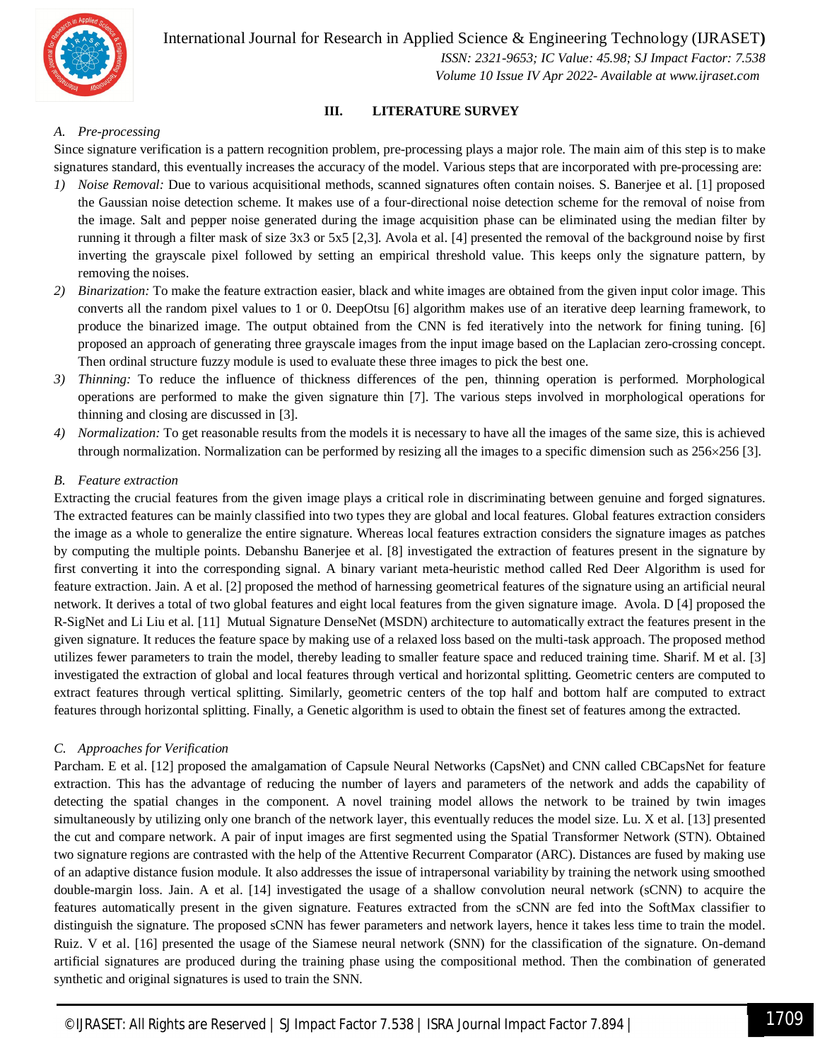## III. LITERATURE SURVEY

### A. Pre-processing

Since signature verification is a pattern recognition problem, pre-processing plays a major role. The main aim of this step is to make signatures standard, this eventually increases the accuracy of the model. Various steps that are incorporated with pre-processing are:

1) *Noise Removal:* Due to various acquisitional methods, scanned signatures often contain noises. S. Banerjee et al. [1] proposed the Gaussian noise detection scheme. It makes use of a four-directional noise detection scheme for the removal of noise from the image. Salt and pepper noise generated during the image acquisition phase can be eliminated using the median filter by running it through a filter mask of size 3x3 or 5x5 [2,3]. Avola et al. [4] presented the removal of the background noise by first inverting the grayscale pixel followed by setting an empirical threshold value. This keeps only the signature pattern, by removing the noises.
2) *Binarization:* To make the feature extraction easier, black and white images are obtained from the given input color image. This converts all the random pixel values to 1 or 0. DeepOtsu [6] algorithm makes use of an iterative deep learning framework, to produce the binarized image. The output obtained from the CNN is fed iteratively into the network for fining tuning. [6] proposed an approach of generating three grayscale images from the input image based on the Laplacian zero-crossing concept. Then ordinal structure fuzzy module is used to evaluate these three images to pick the best one.
3) *Thinning:* To reduce the influence of thickness differences of the pen, thinning operation is performed. Morphological operations are performed to make the given signature thin [7]. The various steps involved in morphological operations for thinning and closing are discussed in [3].
4) *Normalization:* To get reasonable results from the models it is necessary to have all the images of the same size, this is achieved through normalization. Normalization can be performed by resizing all the images to a specific dimension such as $256\times256$ [3].

### B. Feature extraction

Extracting the crucial features from the given image plays a critical role in discriminating between genuine and forged signatures. The extracted features can be mainly classified into two types they are global and local features. Global features extraction considers the image as a whole to generalize the entire signature. Whereas local features extraction considers the signature images as patches by computing the multiple points. Debanshu Banerjee et al. [8] investigated the extraction of features present in the signature by first converting it into the corresponding signal. A binary variant meta-heuristic method called Red Deer Algorithm is used for feature extraction. Jain. A et al. [2] proposed the method of harnessing geometrical features of the signature using an artificial neural network. It derives a total of two global features and eight local features from the given signature image. Avola. D [4] proposed the R-SigNet and Li Liu et al. [11] Mutual Signature DenseNet (MSDN) architecture to automatically extract the features present in the given signature. It reduces the feature space by making use of a relaxed loss based on the multi-task approach. The proposed method utilizes fewer parameters to train the model, thereby leading to smaller feature space and reduced training time. Sharif. M et al. [3] investigated the extraction of global and local features through vertical and horizontal splitting. Geometric centers are computed to extract features through vertical splitting. Similarly, geometric centers of the top half and bottom half are computed to extract features through horizontal splitting. Finally, a Genetic algorithm is used to obtain the finest set of features among the extracted.

### C. Approaches for Verification

Parcham. E et al. [12] proposed the amalgamation of Capsule Neural Networks (CapsNet) and CNN called CBCapsNet for feature extraction. This has the advantage of reducing the number of layers and parameters of the network and adds the capability of detecting the spatial changes in the component. A novel training model allows the network to be trained by twin images simultaneously by utilizing only one branch of the network layer, this eventually reduces the model size. Lu. X et al. [13] presented the cut and compare network. A pair of input images are first segmented using the Spatial Transformer Network (STN). Obtained two signature regions are contrasted with the help of the Attentive Recurrent Comparator (ARC). Distances are fused by making use of an adaptive distance fusion module. It also addresses the issue of intrapersonal variability by training the network using smoothed double-margin loss. Jain. A et al. [14] investigated the usage of a shallow convolution neural network (sCNN) to acquire the features automatically present in the given signature. Features extracted from the sCNN are fed into the SoftMax classifier to distinguish the signature. The proposed sCNN has fewer parameters and network layers, hence it takes less time to train the model. Ruiz. V et al. [16] presented the usage of the Siamese neural network (SNN) for the classification of the signature. On-demand artificial signatures are produced during the training phase using the compositional method. Then the combination of generated synthetic and original signatures is used to train the SNN.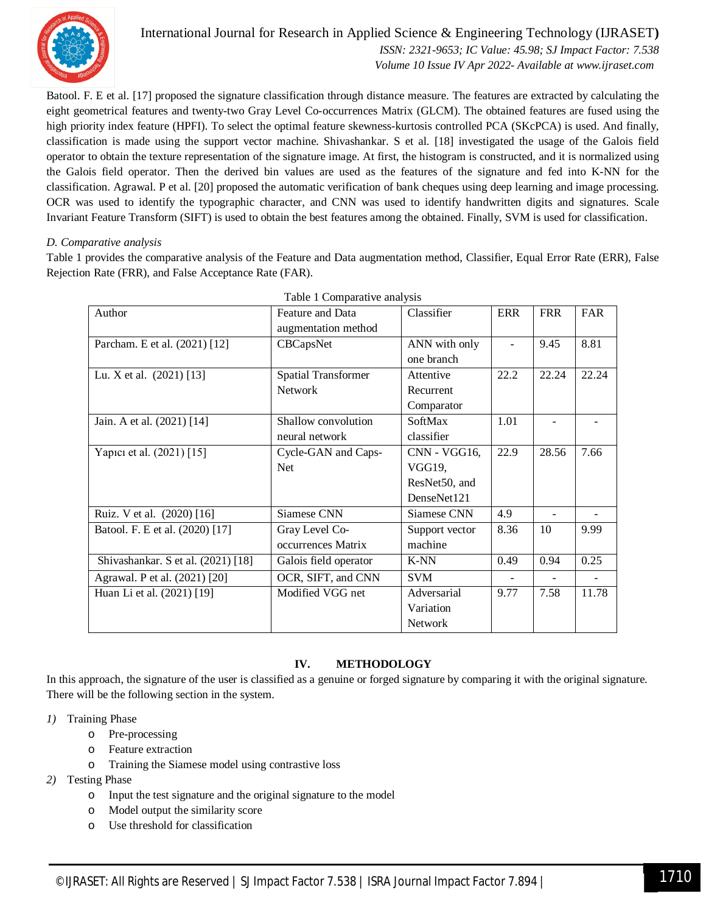Batool. F. E et al. [17] proposed the signature classification through distance measure. The features are extracted by calculating the eight geometrical features and twenty-two Gray Level Co-occurrences Matrix (GLCM). The obtained features are fused using the high priority index feature (HPFI). To select the optimal feature skewness-kurtosis controlled PCA (SKcPCA) is used. And finally, classification is made using the support vector machine. Shivashankar. S et al. [18] investigated the usage of the Galois field operator to obtain the texture representation of the signature image. At first, the histogram is constructed, and it is normalized using the Galois field operator. Then the derived bin values are used as the features of the signature and fed into K-NN for the classification. Agrawal. P et al. [20] proposed the automatic verification of bank cheques using deep learning and image processing. OCR was used to identify the typographic character, and CNN was used to identify handwritten digits and signatures. Scale Invariant Feature Transform (SIFT) is used to obtain the best features among the obtained. Finally, SVM is used for classification.

### *D. Comparative analysis*

Table 1 provides the comparative analysis of the Feature and Data augmentation method, Classifier, Equal Error Rate (ERR), False Rejection Rate (FRR), and False Acceptance Rate (FAR).

Table 1 Comparative analysis

| Author | Feature and Data augmentation method | Classifier | ERR | FRR | FAR |
|---|---|---|---|---|---|
| Parcham. E et al. (2021) [12] | CBCapsNet | ANN with only one branch | - | 9.45 | 8.81 |
| Lu. X et al. (2021) [13] | Spatial Transformer Network | Attentive Recurrent Comparator | 22.2 | 22.24 | 22.24 |
| Jain. A et al. (2021) [14] | Shallow convolution neural network | SoftMax classifier | 1.01 | - | - |
| Yapıcı et al. (2021) [15] | Cycle-GAN and Caps-Net | CNN - VGG16, VGG19, ResNet50, and DenseNet121 | 22.9 | 28.56 | 7.66 |
| Ruiz. V et al. (2020) [16] | Siamese CNN | Siamese CNN | 4.9 | - | - |
| Batool. F. E et al. (2020) [17] | Gray Level Co-occurrences Matrix | Support vector machine | 8.36 | 10 | 9.99 |
| Shivashankar. S et al. (2021) [18] | Galois field operator | K-NN | 0.49 | 0.94 | 0.25 |
| Agrawal. P et al. (2021) [20] | OCR, SIFT, and CNN | SVM | - | - | - |
| Huan Li et al. (2021) [19] | Modified VGG net | Adversarial Variation Network | 9.77 | 7.58 | 11.78 |

## IV. METHODOLOGY

In this approach, the signature of the user is classified as a genuine or forged signature by comparing it with the original signature. There will be the following section in the system.

1) Training Phase
   - Pre-processing
   - Feature extraction
   - Training the Siamese model using contrastive loss
2) Testing Phase
   - Input the test signature and the original signature to the model
   - Model output the similarity score
   - Use threshold for classification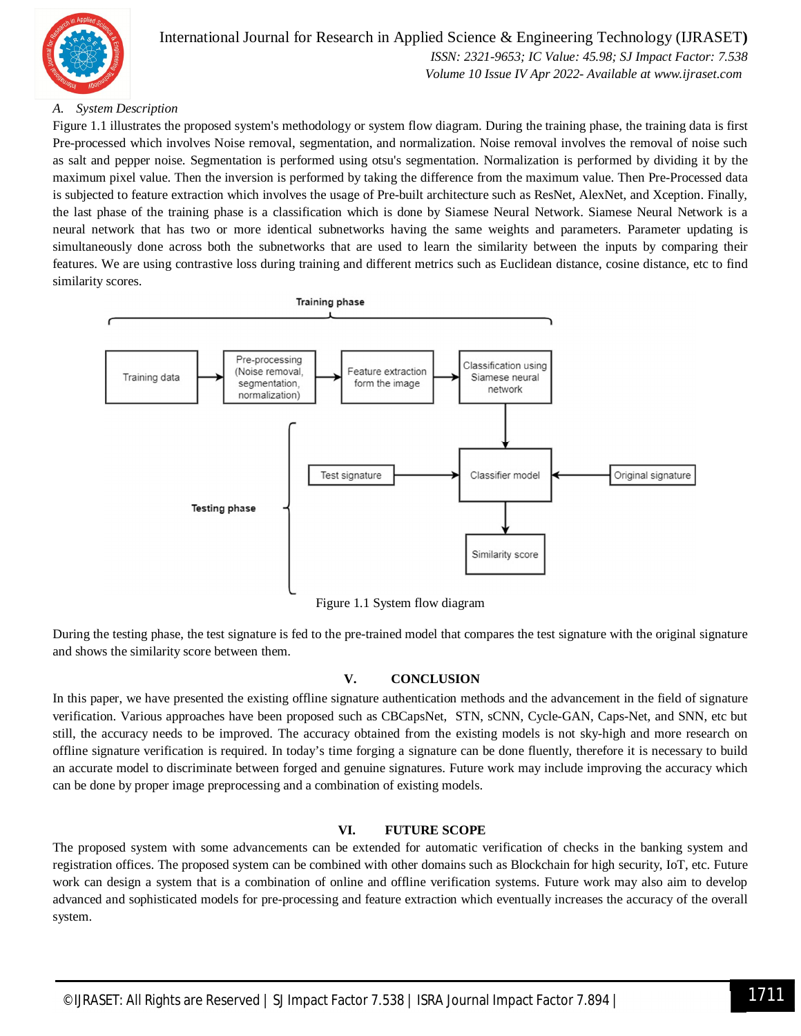### A. System Description

Figure 1.1 illustrates the proposed system's methodology or system flow diagram. During the training phase, the training data is first Pre-processed which involves Noise removal, segmentation, and normalization. Noise removal involves the removal of noise such as salt and pepper noise. Segmentation is performed using otsu's segmentation. Normalization is performed by dividing it by the maximum pixel value. Then the inversion is performed by taking the difference from the maximum value. Then Pre-Processed data is subjected to feature extraction which involves the usage of Pre-built architecture such as ResNet, AlexNet, and Xception. Finally, the last phase of the training phase is a classification which is done by Siamese Neural Network. Siamese Neural Network is a neural network that has two or more identical subnetworks having the same weights and parameters. Parameter updating is simultaneously done across both the subnetworks that are used to learn the similarity between the inputs by comparing their features. We are using contrastive loss during training and different metrics such as Euclidean distance, cosine distance, etc to find similarity scores.

Training phase

Training data → Pre-processing (Noise removal, segmentation, normalization) → Feature extraction form the image → Classification using Siamese neural network

Testing phase

Test signature → Classifier model ← Original signature

Classifier model → Similarity score

Figure 1.1 System flow diagram

During the testing phase, the test signature is fed to the pre-trained model that compares the test signature with the original signature and shows the similarity score between them.

## V. CONCLUSION

In this paper, we have presented the existing offline signature authentication methods and the advancement in the field of signature verification. Various approaches have been proposed such as CBCapsNet, STN, sCNN, Cycle-GAN, Caps-Net, and SNN, etc but still, the accuracy needs to be improved. The accuracy obtained from the existing models is not sky-high and more research on offline signature verification is required. In today's time forging a signature can be done fluently, therefore it is necessary to build an accurate model to discriminate between forged and genuine signatures. Future work may include improving the accuracy which can be done by proper image preprocessing and a combination of existing models.

## VI. FUTURE SCOPE

The proposed system with some advancements can be extended for automatic verification of checks in the banking system and registration offices. The proposed system can be combined with other domains such as Blockchain for high security, IoT, etc. Future work can design a system that is a combination of online and offline verification systems. Future work may also aim to develop advanced and sophisticated models for pre-processing and feature extraction which eventually increases the accuracy of the overall system.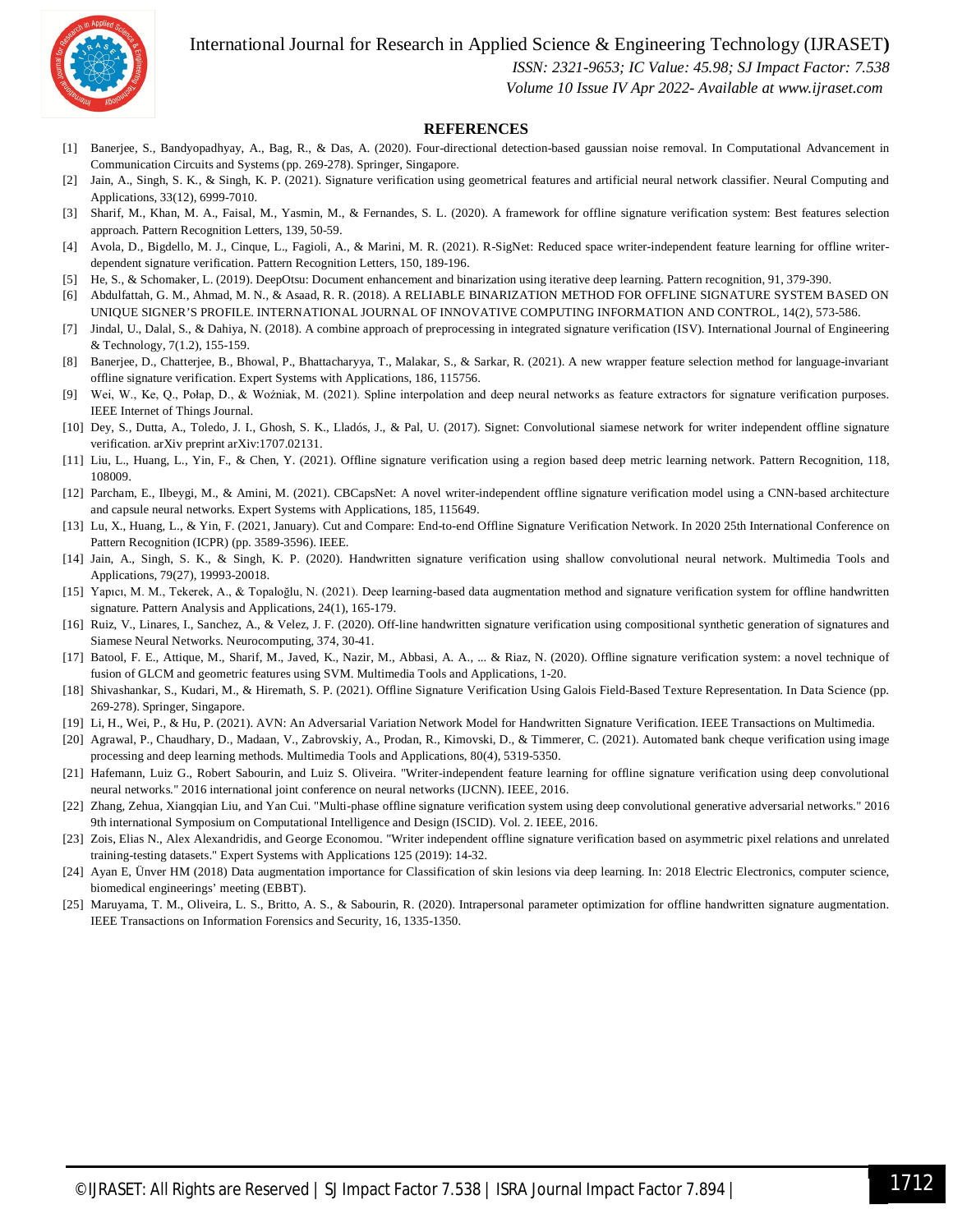## REFERENCES

[1] Banerjee, S., Bandyopadhyay, A., Bag, R., & Das, A. (2020). Four-directional detection-based gaussian noise removal. In Computational Advancement in Communication Circuits and Systems (pp. 269-278). Springer, Singapore.

[2] Jain, A., Singh, S. K., & Singh, K. P. (2021). Signature verification using geometrical features and artificial neural network classifier. Neural Computing and Applications, 33(12), 6999-7010.

[3] Sharif, M., Khan, M. A., Faisal, M., Yasmin, M., & Fernandes, S. L. (2020). A framework for offline signature verification system: Best features selection approach. Pattern Recognition Letters, 139, 50-59.

[4] Avola, D., Bigdello, M. J., Cinque, L., Fagioli, A., & Marini, M. R. (2021). R-SigNet: Reduced space writer-independent feature learning for offline writer-dependent signature verification. Pattern Recognition Letters, 150, 189-196.

[5] He, S., & Schomaker, L. (2019). DeepOtsu: Document enhancement and binarization using iterative deep learning. Pattern recognition, 91, 379-390.

[6] Abdulfattah, G. M., Ahmad, M. N., & Asaad, R. R. (2018). A RELIABLE BINARIZATION METHOD FOR OFFLINE SIGNATURE SYSTEM BASED ON UNIQUE SIGNER'S PROFILE. INTERNATIONAL JOURNAL OF INNOVATIVE COMPUTING INFORMATION AND CONTROL, 14(2), 573-586.

[7] Jindal, U., Dalal, S., & Dahiya, N. (2018). A combine approach of preprocessing in integrated signature verification (ISV). International Journal of Engineering & Technology, 7(1.2), 155-159.

[8] Banerjee, D., Chatterjee, B., Bhowal, P., Bhattacharyya, T., Malakar, S., & Sarkar, R. (2021). A new wrapper feature selection method for language-invariant offline signature verification. Expert Systems with Applications, 186, 115756.

[9] Wei, W., Ke, Q., Połap, D., & Woźniak, M. (2021). Spline interpolation and deep neural networks as feature extractors for signature verification purposes. IEEE Internet of Things Journal.

[10] Dey, S., Dutta, A., Toledo, J. I., Ghosh, S. K., Lladós, J., & Pal, U. (2017). Signet: Convolutional siamese network for writer independent offline signature verification. arXiv preprint arXiv:1707.02131.

[11] Liu, L., Huang, L., Yin, F., & Chen, Y. (2021). Offline signature verification using a region based deep metric learning network. Pattern Recognition, 118, 108009.

[12] Parcham, E., Ilbeygi, M., & Amini, M. (2021). CBCapsNet: A novel writer-independent offline signature verification model using a CNN-based architecture and capsule neural networks. Expert Systems with Applications, 185, 115649.

[13] Lu, X., Huang, L., & Yin, F. (2021, January). Cut and Compare: End-to-end Offline Signature Verification Network. In 2020 25th International Conference on Pattern Recognition (ICPR) (pp. 3589-3596). IEEE.

[14] Jain, A., Singh, S. K., & Singh, K. P. (2020). Handwritten signature verification using shallow convolutional neural network. Multimedia Tools and Applications, 79(27), 19993-20018.

[15] Yapıcı, M. M., Tekerek, A., & Topaloğlu, N. (2021). Deep learning-based data augmentation method and signature verification system for offline handwritten signature. Pattern Analysis and Applications, 24(1), 165-179.

[16] Ruiz, V., Linares, I., Sanchez, A., & Velez, J. F. (2020). Off-line handwritten signature verification using compositional synthetic generation of signatures and Siamese Neural Networks. Neurocomputing, 374, 30-41.

[17] Batool, F. E., Attique, M., Sharif, M., Javed, K., Nazir, M., Abbasi, A. A., ... & Riaz, N. (2020). Offline signature verification system: a novel technique of fusion of GLCM and geometric features using SVM. Multimedia Tools and Applications, 1-20.

[18] Shivashankar, S., Kudari, M., & Hiremath, S. P. (2021). Offline Signature Verification Using Galois Field-Based Texture Representation. In Data Science (pp. 269-278). Springer, Singapore.

[19] Li, H., Wei, P., & Hu, P. (2021). AVN: An Adversarial Variation Network Model for Handwritten Signature Verification. IEEE Transactions on Multimedia.

[20] Agrawal, P., Chaudhary, D., Madaan, V., Zabrovskiy, A., Prodan, R., Kimovski, D., & Timmerer, C. (2021). Automated bank cheque verification using image processing and deep learning methods. Multimedia Tools and Applications, 80(4), 5319-5350.

[21] Hafemann, Luiz G., Robert Sabourin, and Luiz S. Oliveira. "Writer-independent feature learning for offline signature verification using deep convolutional neural networks." 2016 international joint conference on neural networks (IJCNN). IEEE, 2016.

[22] Zhang, Zehua, Xiangqian Liu, and Yan Cui. "Multi-phase offline signature verification system using deep convolutional generative adversarial networks." 2016 9th international Symposium on Computational Intelligence and Design (ISCID). Vol. 2. IEEE, 2016.

[23] Zois, Elias N., Alex Alexandridis, and George Economou. "Writer independent offline signature verification based on asymmetric pixel relations and unrelated training-testing datasets." Expert Systems with Applications 125 (2019): 14-32.

[24] Ayan E, Ünver HM (2018) Data augmentation importance for Classification of skin lesions via deep learning. In: 2018 Electric Electronics, computer science, biomedical engineerings' meeting (EBBT).

[25] Maruyama, T. M., Oliveira, L. S., Britto, A. S., & Sabourin, R. (2020). Intrapersonal parameter optimization for offline handwritten signature augmentation. IEEE Transactions on Information Forensics and Security, 16, 1335-1350.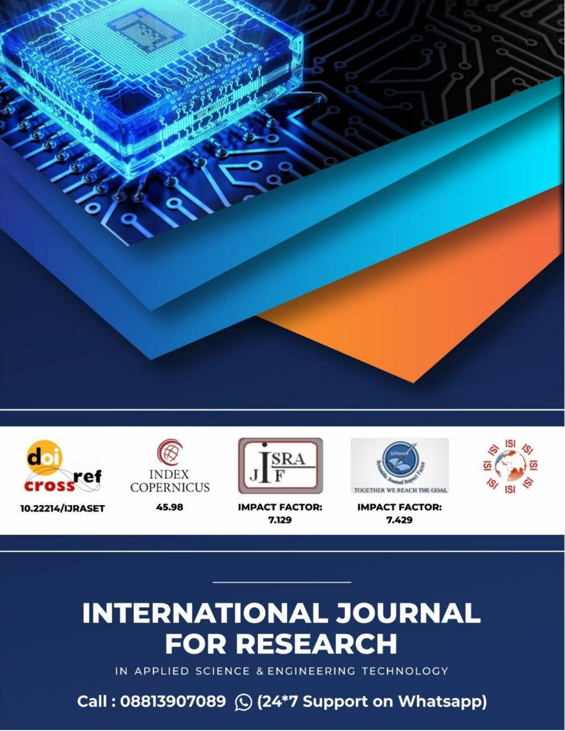10.22214/IJRASET

INDEX COPERNICUS

45.98

IMPACT FACTOR: 7.129

IMPACT FACTOR: 7.429

# INTERNATIONAL JOURNAL FOR RESEARCH

IN APPLIED SCIENCE & ENGINEERING TECHNOLOGY

Call : 08813907089 (24*7 Support on Whatsapp)